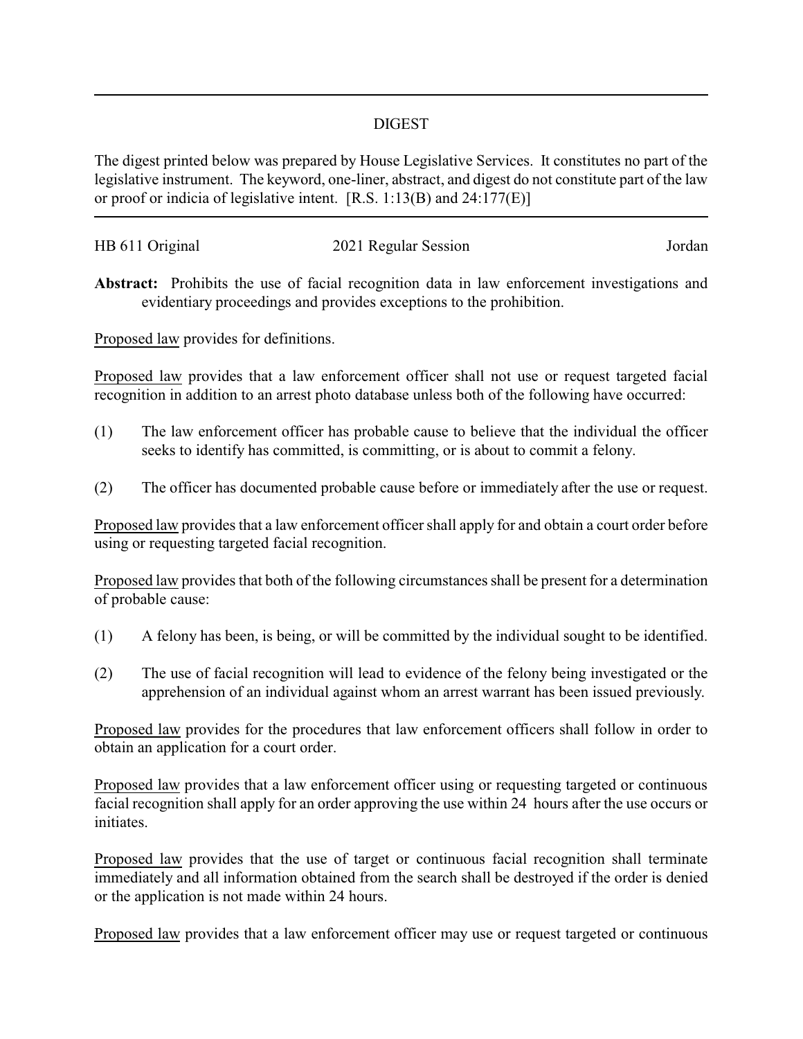## DIGEST

The digest printed below was prepared by House Legislative Services. It constitutes no part of the legislative instrument. The keyword, one-liner, abstract, and digest do not constitute part of the law or proof or indicia of legislative intent. [R.S. 1:13(B) and 24:177(E)]

HB 611 Original | 2021 Regular Session | Jordan

**Abstract:** Prohibits the use of facial recognition data in law enforcement investigations and evidentiary proceedings and provides exceptions to the prohibition.

Proposed law provides for definitions.

Proposed law provides that a law enforcement officer shall not use or request targeted facial recognition in addition to an arrest photo database unless both of the following have occurred:

(1) The law enforcement officer has probable cause to believe that the individual the officer seeks to identify has committed, is committing, or is about to commit a felony.

(2) The officer has documented probable cause before or immediately after the use or request.

Proposed law provides that a law enforcement officer shall apply for and obtain a court order before using or requesting targeted facial recognition.

Proposed law provides that both of the following circumstances shall be present for a determination of probable cause:

(1) A felony has been, is being, or will be committed by the individual sought to be identified.

(2) The use of facial recognition will lead to evidence of the felony being investigated or the apprehension of an individual against whom an arrest warrant has been issued previously.

Proposed law provides for the procedures that law enforcement officers shall follow in order to obtain an application for a court order.

Proposed law provides that a law enforcement officer using or requesting targeted or continuous facial recognition shall apply for an order approving the use within 24 hours after the use occurs or initiates.

Proposed law provides that the use of target or continuous facial recognition shall terminate immediately and all information obtained from the search shall be destroyed if the order is denied or the application is not made within 24 hours.

Proposed law provides that a law enforcement officer may use or request targeted or continuous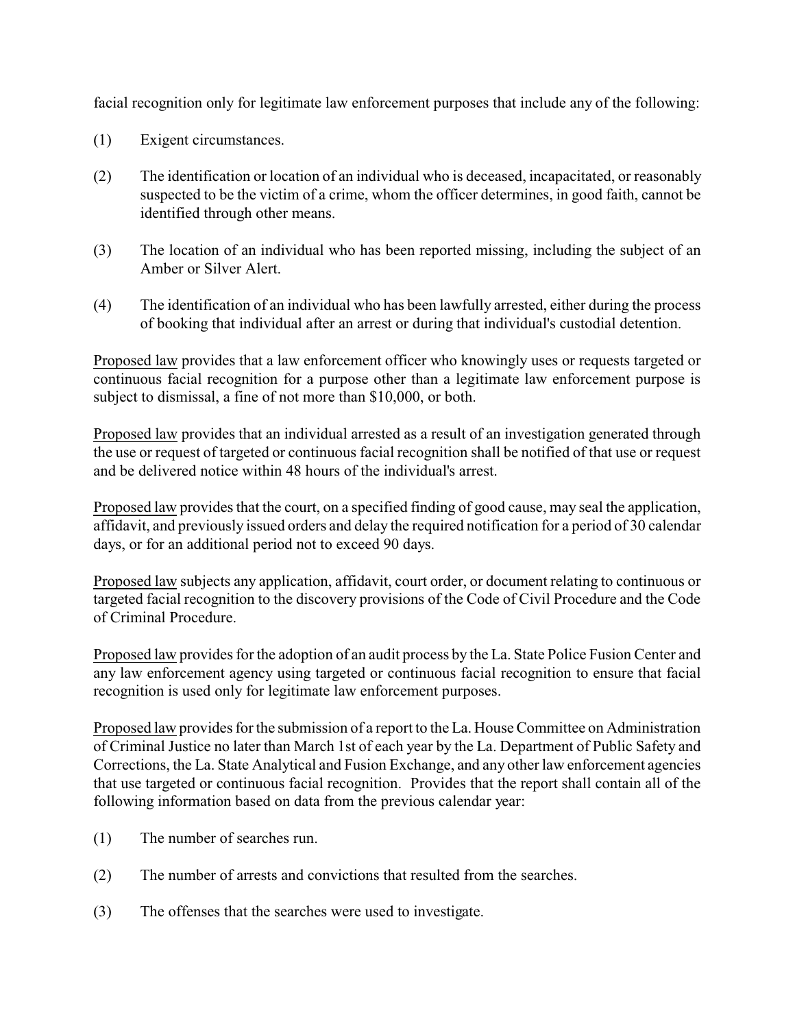facial recognition only for legitimate law enforcement purposes that include any of the following:

(1) Exigent circumstances.

(2) The identification or location of an individual who is deceased, incapacitated, or reasonably suspected to be the victim of a crime, whom the officer determines, in good faith, cannot be identified through other means.

(3) The location of an individual who has been reported missing, including the subject of an Amber or Silver Alert.

(4) The identification of an individual who has been lawfully arrested, either during the process of booking that individual after an arrest or during that individual's custodial detention.

Proposed law provides that a law enforcement officer who knowingly uses or requests targeted or continuous facial recognition for a purpose other than a legitimate law enforcement purpose is subject to dismissal, a fine of not more than $10,000, or both.

Proposed law provides that an individual arrested as a result of an investigation generated through the use or request of targeted or continuous facial recognition shall be notified of that use or request and be delivered notice within 48 hours of the individual's arrest.

Proposed law provides that the court, on a specified finding of good cause, may seal the application, affidavit, and previously issued orders and delay the required notification for a period of 30 calendar days, or for an additional period not to exceed 90 days.

Proposed law subjects any application, affidavit, court order, or document relating to continuous or targeted facial recognition to the discovery provisions of the Code of Civil Procedure and the Code of Criminal Procedure.

Proposed law provides for the adoption of an audit process by the La. State Police Fusion Center and any law enforcement agency using targeted or continuous facial recognition to ensure that facial recognition is used only for legitimate law enforcement purposes.

Proposed law provides for the submission of a report to the La. House Committee on Administration of Criminal Justice no later than March 1st of each year by the La. Department of Public Safety and Corrections, the La. State Analytical and Fusion Exchange, and any other law enforcement agencies that use targeted or continuous facial recognition. Provides that the report shall contain all of the following information based on data from the previous calendar year:

(1) The number of searches run.

(2) The number of arrests and convictions that resulted from the searches.

(3) The offenses that the searches were used to investigate.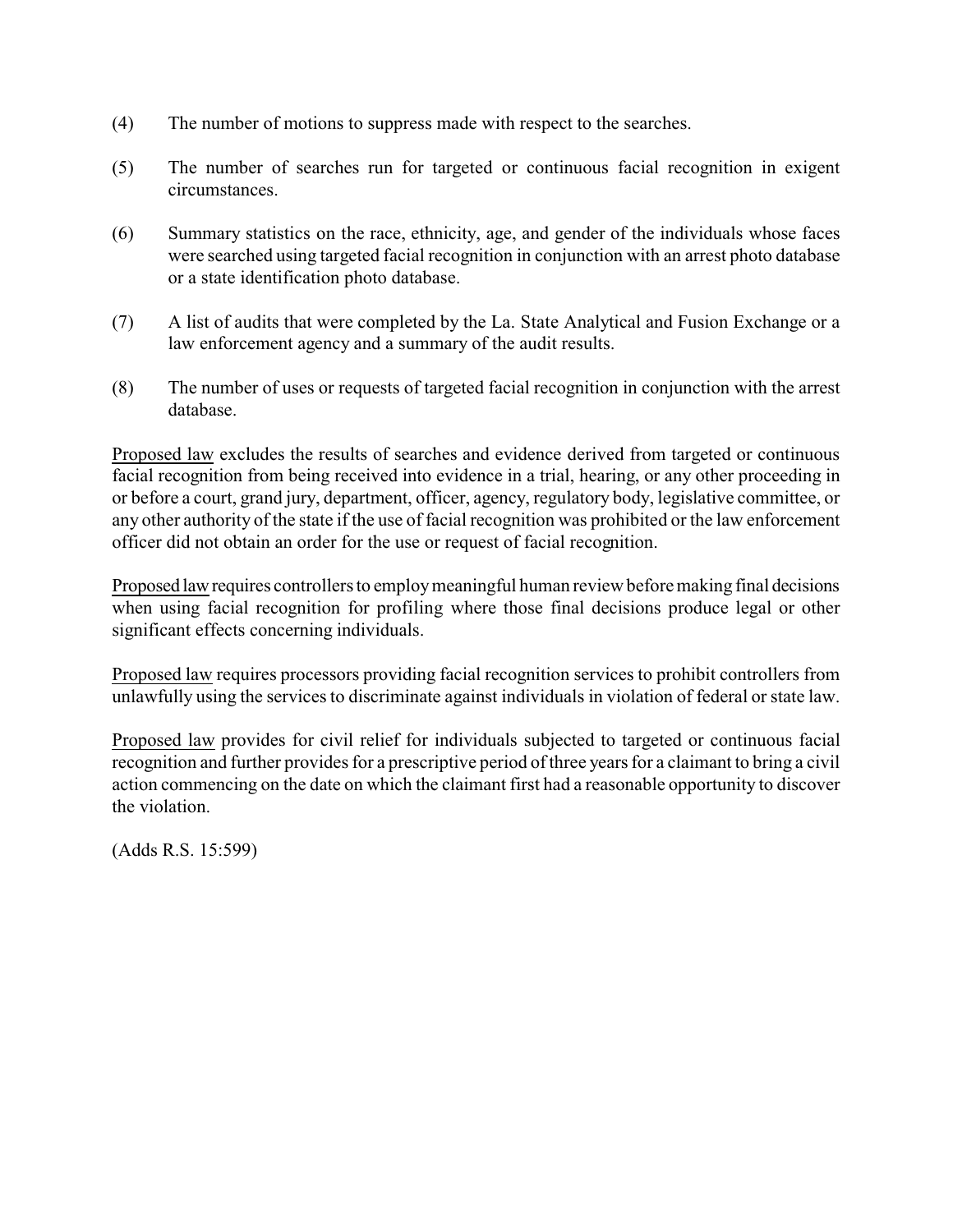(4) The number of motions to suppress made with respect to the searches.

(5) The number of searches run for targeted or continuous facial recognition in exigent circumstances.

(6) Summary statistics on the race, ethnicity, age, and gender of the individuals whose faces were searched using targeted facial recognition in conjunction with an arrest photo database or a state identification photo database.

(7) A list of audits that were completed by the La. State Analytical and Fusion Exchange or a law enforcement agency and a summary of the audit results.

(8) The number of uses or requests of targeted facial recognition in conjunction with the arrest database.

Proposed law excludes the results of searches and evidence derived from targeted or continuous facial recognition from being received into evidence in a trial, hearing, or any other proceeding in or before a court, grand jury, department, officer, agency, regulatory body, legislative committee, or any other authority of the state if the use of facial recognition was prohibited or the law enforcement officer did not obtain an order for the use or request of facial recognition.

Proposed law requires controllers to employ meaningful human review before making final decisions when using facial recognition for profiling where those final decisions produce legal or other significant effects concerning individuals.

Proposed law requires processors providing facial recognition services to prohibit controllers from unlawfully using the services to discriminate against individuals in violation of federal or state law.

Proposed law provides for civil relief for individuals subjected to targeted or continuous facial recognition and further provides for a prescriptive period of three years for a claimant to bring a civil action commencing on the date on which the claimant first had a reasonable opportunity to discover the violation.

(Adds R.S. 15:599)